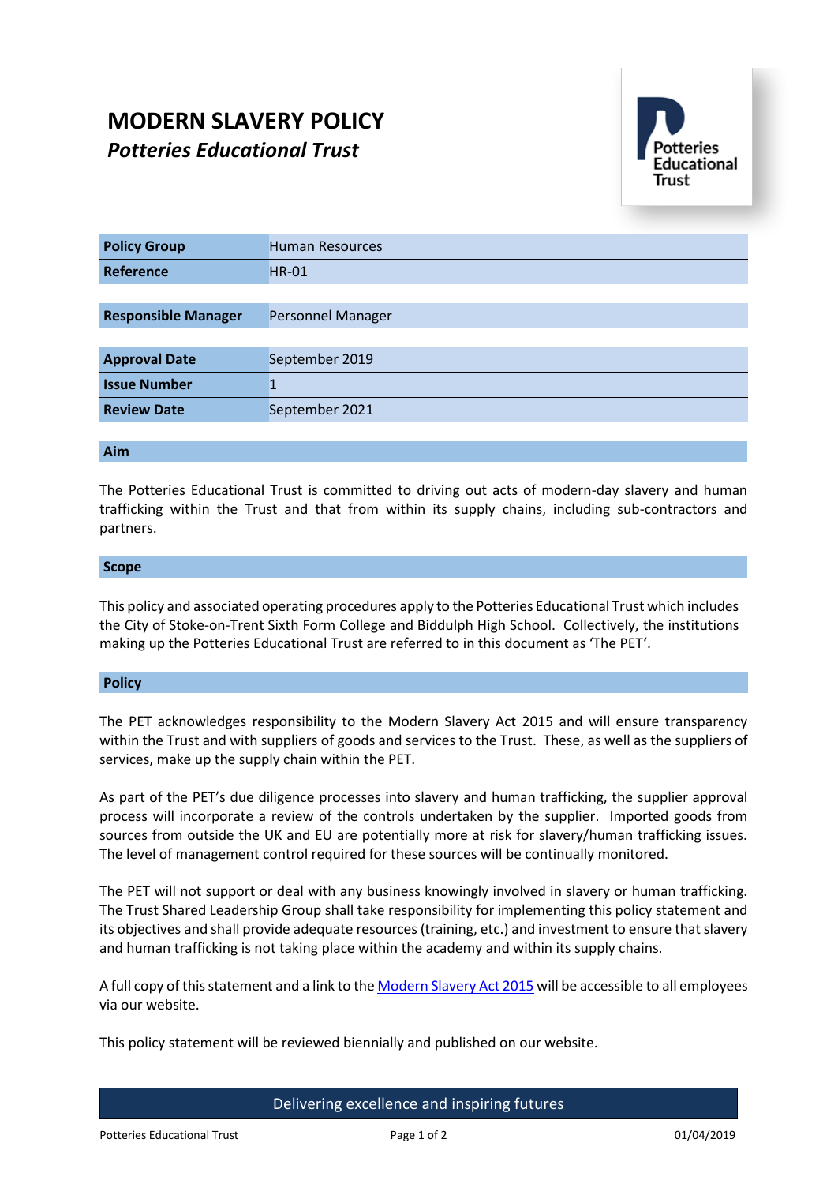# MODERN SLAVERY POLICY

***Potteries Educational Trust***

| | |
|---|---|
| **Policy Group** | Human Resources |
| **Reference** | HR-01 |
| **Responsible Manager** | Personnel Manager |
| **Approval Date** | September 2019 |
| **Issue Number** | 1 |
| **Review Date** | September 2021 |

## Aim

The Potteries Educational Trust is committed to driving out acts of modern-day slavery and human trafficking within the Trust and that from within its supply chains, including sub-contractors and partners.

## Scope

This policy and associated operating procedures apply to the Potteries Educational Trust which includes the City of Stoke-on-Trent Sixth Form College and Biddulph High School. Collectively, the institutions making up the Potteries Educational Trust are referred to in this document as 'The PET'.

## Policy

The PET acknowledges responsibility to the Modern Slavery Act 2015 and will ensure transparency within the Trust and with suppliers of goods and services to the Trust. These, as well as the suppliers of services, make up the supply chain within the PET.

As part of the PET's due diligence processes into slavery and human trafficking, the supplier approval process will incorporate a review of the controls undertaken by the supplier. Imported goods from sources from outside the UK and EU are potentially more at risk for slavery/human trafficking issues. The level of management control required for these sources will be continually monitored.

The PET will not support or deal with any business knowingly involved in slavery or human trafficking. The Trust Shared Leadership Group shall take responsibility for implementing this policy statement and its objectives and shall provide adequate resources (training, etc.) and investment to ensure that slavery and human trafficking is not taking place within the academy and within its supply chains.

A full copy of this statement and a link to the Modern Slavery Act 2015 will be accessible to all employees via our website.

This policy statement will be reviewed biennially and published on our website.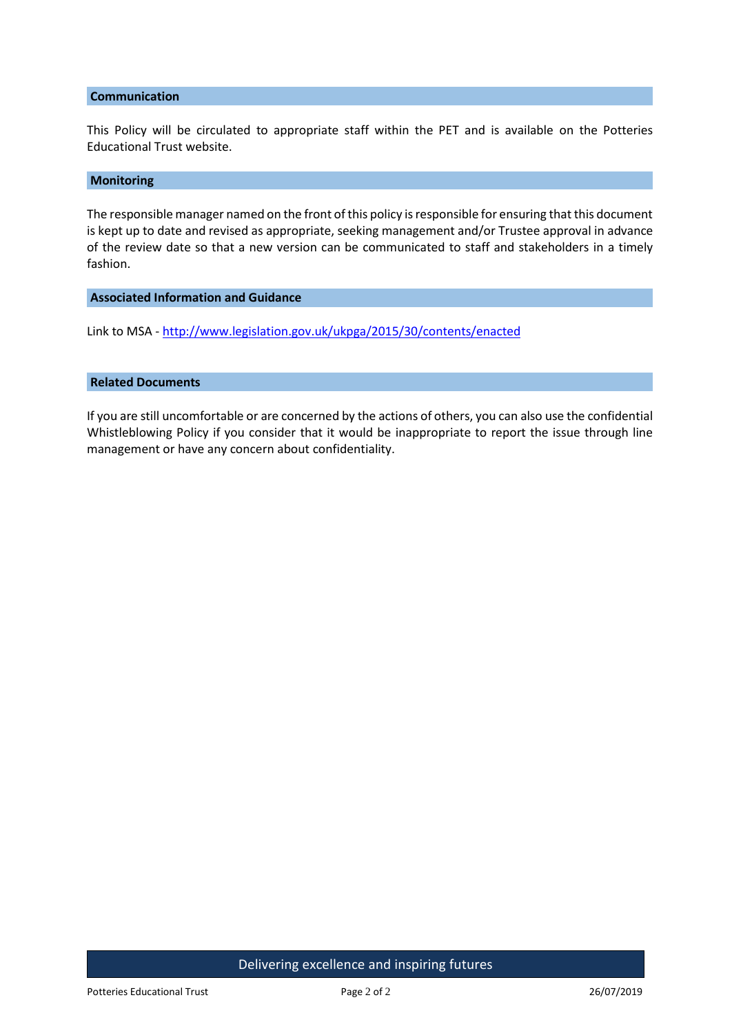## Communication

This Policy will be circulated to appropriate staff within the PET and is available on the Potteries Educational Trust website.

## Monitoring

The responsible manager named on the front of this policy is responsible for ensuring that this document is kept up to date and revised as appropriate, seeking management and/or Trustee approval in advance of the review date so that a new version can be communicated to staff and stakeholders in a timely fashion.

## Associated Information and Guidance

Link to MSA - [http://www.legislation.gov.uk/ukpga/2015/30/contents/enacted](http://www.legislation.gov.uk/ukpga/2015/30/contents/enacted)

## Related Documents

If you are still uncomfortable or are concerned by the actions of others, you can also use the confidential Whistleblowing Policy if you consider that it would be inappropriate to report the issue through line management or have any concern about confidentiality.